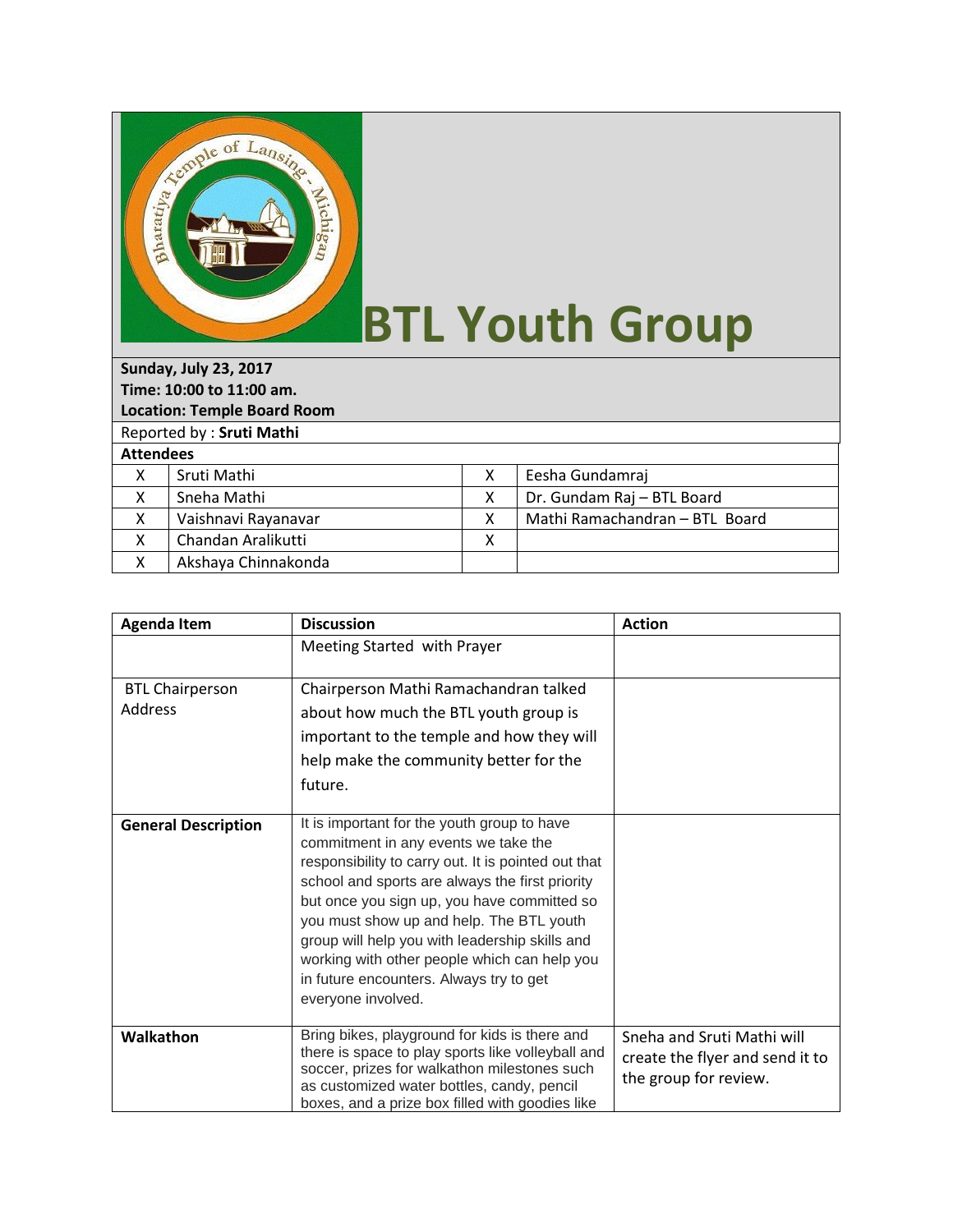# BTL Youth Group

**Sunday, July 23, 2017**
**Time: 10:00 to 11:00 am.**
**Location: Temple Board Room**

Reported by : **Sruti Mathi**

**Attendees**

| | | | |
|---|---|---|---|
| X | Sruti Mathi | X | Eesha Gundamraj |
| X | Sneha Mathi | X | Dr. Gundam Raj – BTL Board |
| X | Vaishnavi Rayanavar | X | Mathi Ramachandran – BTL Board |
| X | Chandan Aralikutti | X | |
| X | Akshaya Chinnakonda | | |

| Agenda Item | Discussion | Action |
|---|---|---|
| | Meeting Started with Prayer | |
| BTL Chairperson Address | Chairperson Mathi Ramachandran talked about how much the BTL youth group is important to the temple and how they will help make the community better for the future. | |
| **General Description** | It is important for the youth group to have commitment in any events we take the responsibility to carry out. It is pointed out that school and sports are always the first priority but once you sign up, you have committed so you must show up and help. The BTL youth group will help you with leadership skills and working with other people which can help you in future encounters. Always try to get everyone involved. | |
| **Walkathon** | Bring bikes, playground for kids is there and there is space to play sports like volleyball and soccer, prizes for walkathon milestones such as customized water bottles, candy, pencil boxes, and a prize box filled with goodies like | Sneha and Sruti Mathi will create the flyer and send it to the group for review. |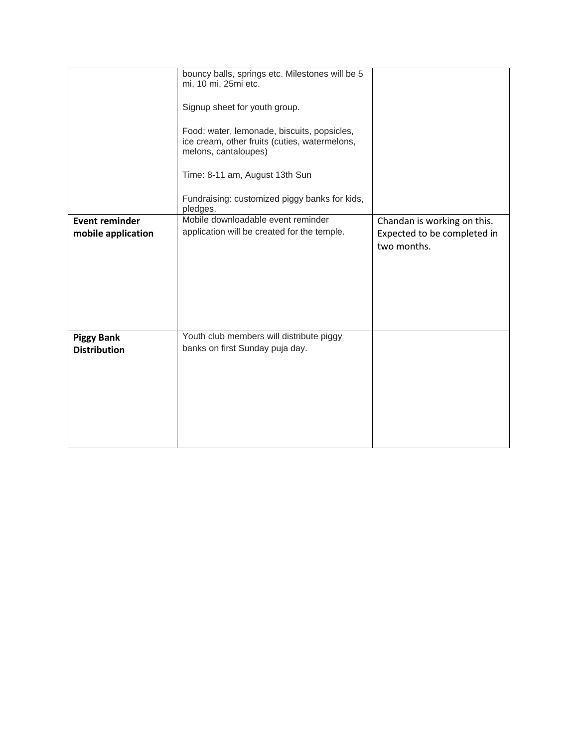| | | |
|---|---|---|
| | bouncy balls, springs etc. Milestones will be 5 mi, 10 mi, 25mi etc.<br><br>Signup sheet for youth group.<br><br>Food: water, lemonade, biscuits, popsicles, ice cream, other fruits (cuties, watermelons, melons, cantaloupes)<br><br>Time: 8-11 am, August 13th Sun<br><br>Fundraising: customized piggy banks for kids, pledges. | |
| **Event reminder mobile application** | Mobile downloadable event reminder application will be created for the temple. | Chandan is working on this. Expected to be completed in two months. |
| **Piggy Bank Distribution** | Youth club members will distribute piggy banks on first Sunday puja day. | |